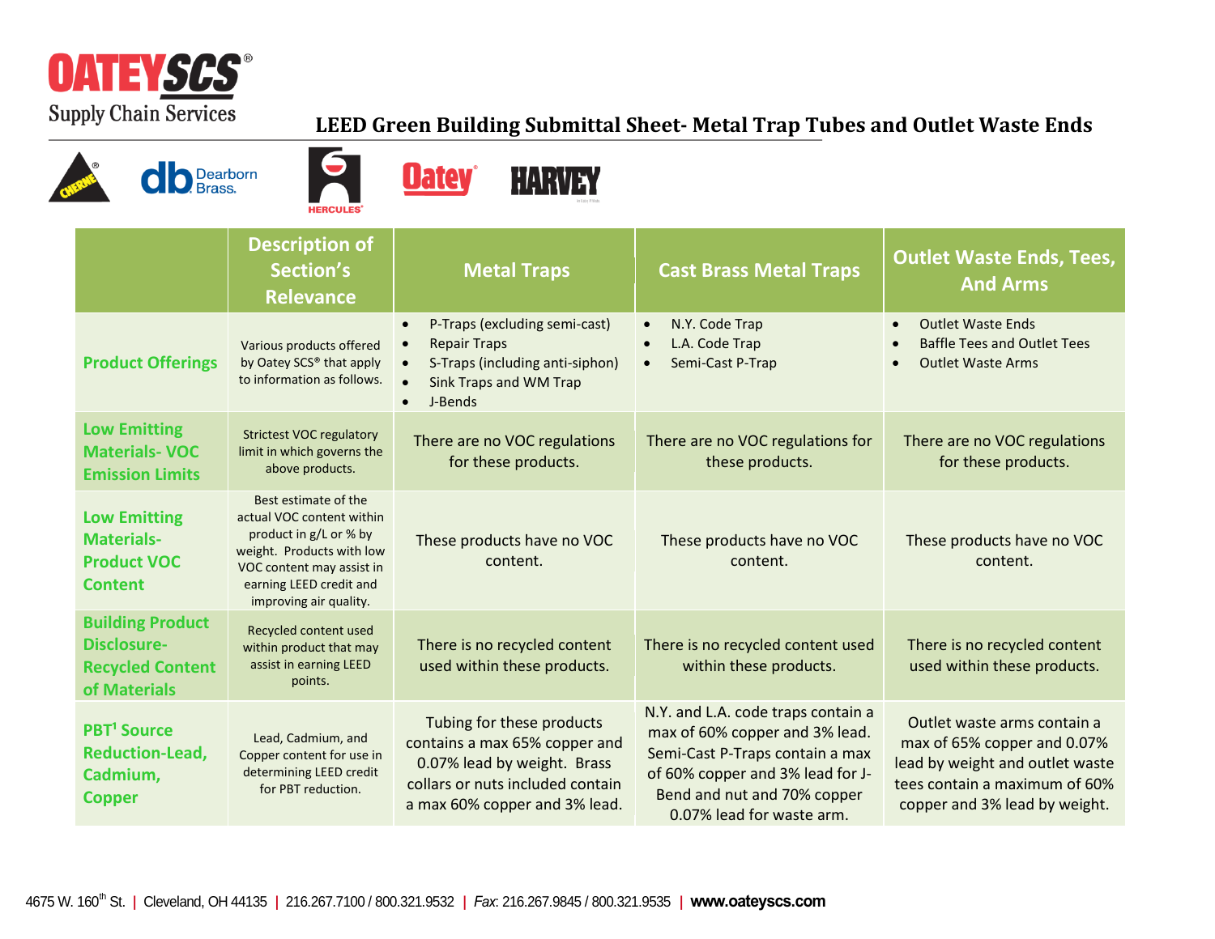OATEYSCS®
Supply Chain Services

# LEED Green Building Submittal Sheet- Metal Trap Tubes and Outlet Waste Ends

CHERNE® | db Dearborn Brass. | HERCULES® | Oatey® | HARVEY

| | Description of Section's Relevance | Metal Traps | Cast Brass Metal Traps | Outlet Waste Ends, Tees, And Arms |
|---|---|---|---|---|
| **Product Offerings** | Various products offered by Oatey SCS® that apply to information as follows. | • P-Traps (excluding semi-cast)<br>• Repair Traps<br>• S-Traps (including anti-siphon)<br>• Sink Traps and WM Trap<br>• J-Bends | • N.Y. Code Trap<br>• L.A. Code Trap<br>• Semi-Cast P-Trap | • Outlet Waste Ends<br>• Baffle Tees and Outlet Tees<br>• Outlet Waste Arms |
| **Low Emitting Materials- VOC Emission Limits** | Strictest VOC regulatory limit in which governs the above products. | There are no VOC regulations for these products. | There are no VOC regulations for these products. | There are no VOC regulations for these products. |
| **Low Emitting Materials- Product VOC Content** | Best estimate of the actual VOC content within product in g/L or % by weight. Products with low VOC content may assist in earning LEED credit and improving air quality. | These products have no VOC content. | These products have no VOC content. | These products have no VOC content. |
| **Building Product Disclosure- Recycled Content of Materials** | Recycled content used within product that may assist in earning LEED points. | There is no recycled content used within these products. | There is no recycled content used within these products. | There is no recycled content used within these products. |
| **PBT[1] Source Reduction-Lead, Cadmium, Copper** | Lead, Cadmium, and Copper content for use in determining LEED credit for PBT reduction. | Tubing for these products contains a max 65% copper and 0.07% lead by weight. Brass collars or nuts included contain a max 60% copper and 3% lead. | N.Y. and L.A. code traps contain a max of 60% copper and 3% lead. Semi-Cast P-Traps contain a max of 60% copper and 3% lead for J-Bend and nut and 70% copper 0.07% lead for waste arm. | Outlet waste arms contain a max of 65% copper and 0.07% lead by weight and outlet waste tees contain a maximum of 60% copper and 3% lead by weight. |

4675 W. 160th St. | Cleveland, OH 44135 | 216.267.7100 / 800.321.9532 | *Fax*: 216.267.9845 / 800.321.9535 | **www.oateyscs.com**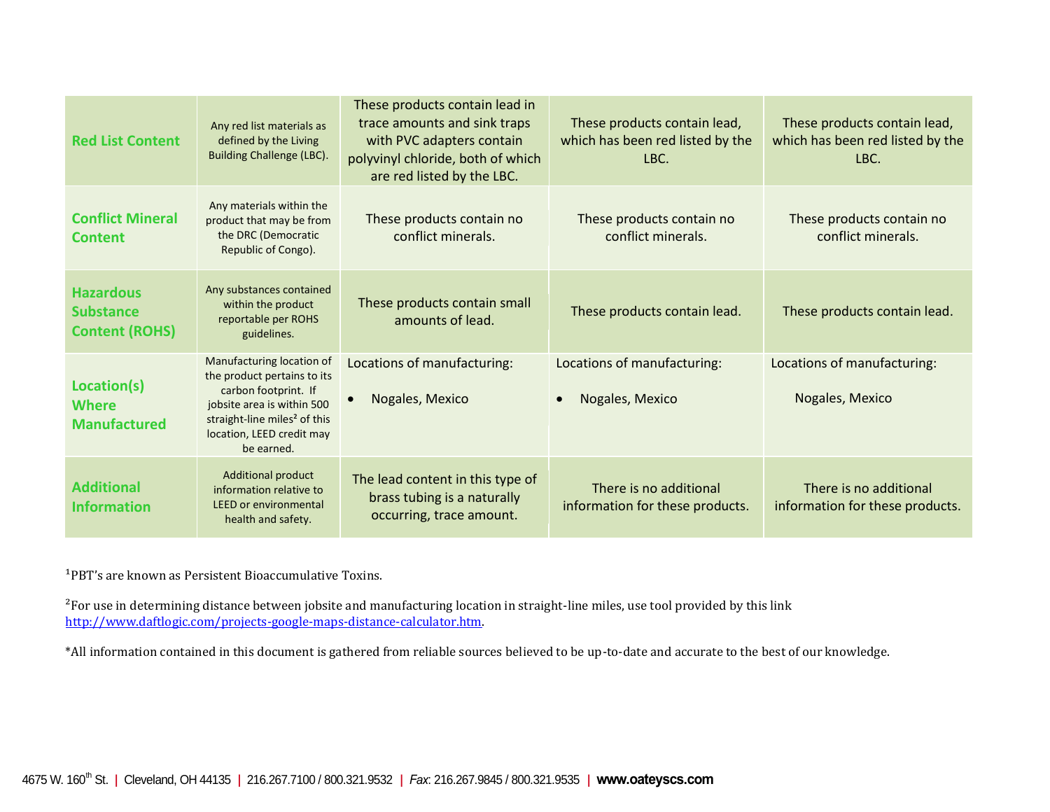| | | | | |
|---|---|---|---|---|
| **Red List Content** | Any red list materials as defined by the Living Building Challenge (LBC). | These products contain lead in trace amounts and sink traps with PVC adapters contain polyvinyl chloride, both of which are red listed by the LBC. | These products contain lead, which has been red listed by the LBC. | These products contain lead, which has been red listed by the LBC. |
| **Conflict Mineral Content** | Any materials within the product that may be from the DRC (Democratic Republic of Congo). | These products contain no conflict minerals. | These products contain no conflict minerals. | These products contain no conflict minerals. |
| **Hazardous Substance Content (ROHS)** | Any substances contained within the product reportable per ROHS guidelines. | These products contain small amounts of lead. | These products contain lead. | These products contain lead. |
| **Location(s) Where Manufactured** | Manufacturing location of the product pertains to its carbon footprint. If jobsite area is within 500 straight-line miles[2] of this location, LEED credit may be earned. | Locations of manufacturing:<br>• Nogales, Mexico | Locations of manufacturing:<br>• Nogales, Mexico | Locations of manufacturing:<br>Nogales, Mexico |
| **Additional Information** | Additional product information relative to LEED or environmental health and safety. | The lead content in this type of brass tubing is a naturally occurring, trace amount. | There is no additional information for these products. | There is no additional information for these products. |

[1]PBT's are known as Persistent Bioaccumulative Toxins.

[2]For use in determining distance between jobsite and manufacturing location in straight-line miles, use tool provided by this link http://www.daftlogic.com/projects-google-maps-distance-calculator.htm.

*All information contained in this document is gathered from reliable sources believed to be up-to-date and accurate to the best of our knowledge.

4675 W. 160th St. | Cleveland, OH 44135 | 216.267.7100 / 800.321.9532 | *Fax*: 216.267.9845 / 800.321.9535 | **www.oateyscs.com**